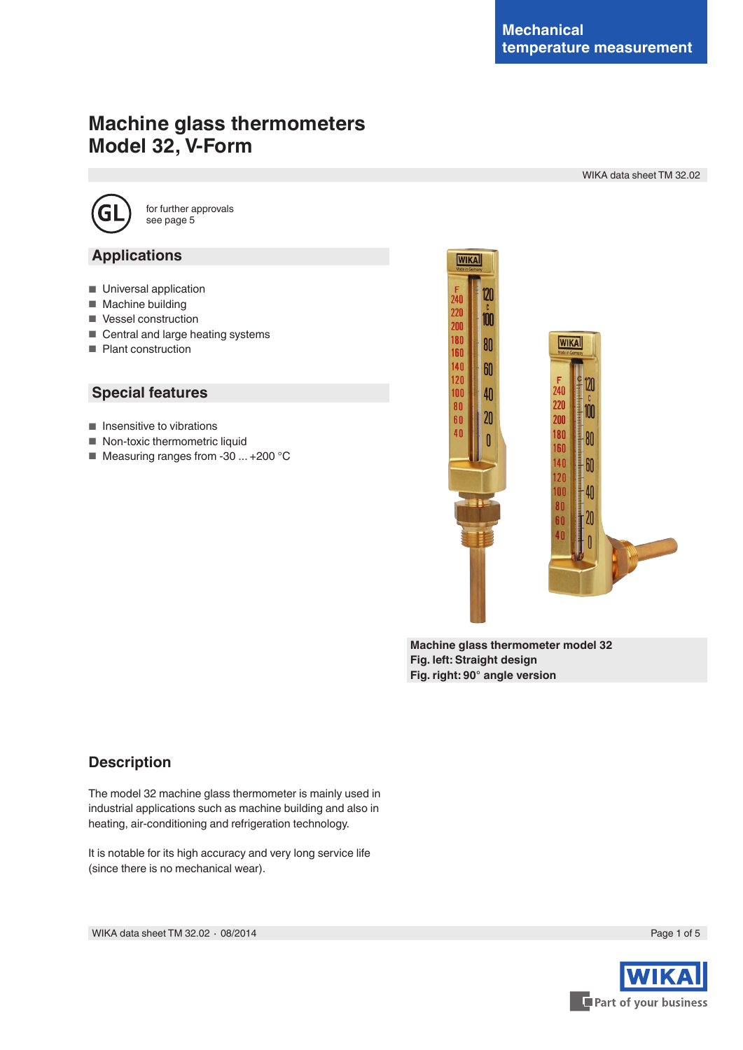Mechanical temperature measurement

# Machine glass thermometers Model 32, V-Form

WIKA data sheet TM 32.02

for further approvals see page 5

## Applications

- Universal application
- Machine building
- Vessel construction
- Central and large heating systems
- Plant construction

## Special features

- Insensitive to vibrations
- Non-toxic thermometric liquid
- Measuring ranges from -30 ... +200 °C

**Machine glass thermometer model 32**
**Fig. left: Straight design**
**Fig. right: 90° angle version**

## Description

The model 32 machine glass thermometer is mainly used in industrial applications such as machine building and also in heating, air-conditioning and refrigeration technology.

It is notable for its high accuracy and very long service life (since there is no mechanical wear).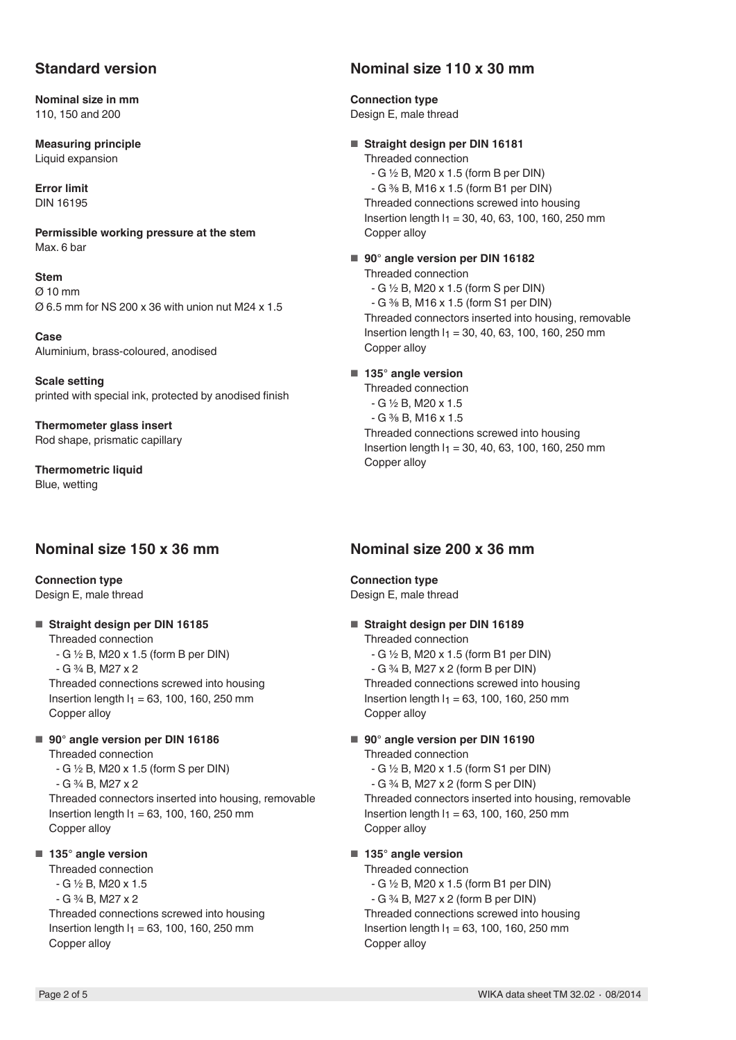## Standard version

**Nominal size in mm**
110, 150 and 200

**Measuring principle**
Liquid expansion

**Error limit**
DIN 16195

**Permissible working pressure at the stem**
Max. 6 bar

**Stem**
Ø 10 mm
Ø 6.5 mm for NS 200 x 36 with union nut M24 x 1.5

**Case**
Aluminium, brass-coloured, anodised

**Scale setting**
printed with special ink, protected by anodised finish

**Thermometer glass insert**
Rod shape, prismatic capillary

**Thermometric liquid**
Blue, wetting

## Nominal size 110 x 30 mm

**Connection type**
Design E, male thread

- **Straight design per DIN 16181**
  Threaded connection
  - G ½ B, M20 x 1.5 (form B per DIN)
  - G ⅜ B, M16 x 1.5 (form B1 per DIN)

  Threaded connections screwed into housing
  Insertion length $l_1$ = 30, 40, 63, 100, 160, 250 mm
  Copper alloy

- **90° angle version per DIN 16182**
  Threaded connection
  - G ½ B, M20 x 1.5 (form S per DIN)
  - G ⅜ B, M16 x 1.5 (form S1 per DIN)

  Threaded connectors inserted into housing, removable
  Insertion length $l_1$ = 30, 40, 63, 100, 160, 250 mm
  Copper alloy

- **135° angle version**
  Threaded connection
  - G ½ B, M20 x 1.5
  - G ⅜ B, M16 x 1.5

  Threaded connections screwed into housing
  Insertion length $l_1$ = 30, 40, 63, 100, 160, 250 mm
  Copper alloy

## Nominal size 150 x 36 mm

**Connection type**
Design E, male thread

- **Straight design per DIN 16185**
  Threaded connection
  - G ½ B, M20 x 1.5 (form B per DIN)
  - G ¾ B, M27 x 2

  Threaded connections screwed into housing
  Insertion length $l_1$ = 63, 100, 160, 250 mm
  Copper alloy

- **90° angle version per DIN 16186**
  Threaded connection
  - G ½ B, M20 x 1.5 (form S per DIN)
  - G ¾ B, M27 x 2

  Threaded connectors inserted into housing, removable
  Insertion length $l_1$ = 63, 100, 160, 250 mm
  Copper alloy

- **135° angle version**
  Threaded connection
  - G ½ B, M20 x 1.5
  - G ¾ B, M27 x 2

  Threaded connections screwed into housing
  Insertion length $l_1$ = 63, 100, 160, 250 mm
  Copper alloy

## Nominal size 200 x 36 mm

**Connection type**
Design E, male thread

- **Straight design per DIN 16189**
  Threaded connection
  - G ½ B, M20 x 1.5 (form B1 per DIN)
  - G ¾ B, M27 x 2 (form B per DIN)

  Threaded connections screwed into housing
  Insertion length $l_1$ = 63, 100, 160, 250 mm
  Copper alloy

- **90° angle version per DIN 16190**
  Threaded connection
  - G ½ B, M20 x 1.5 (form S1 per DIN)
  - G ¾ B, M27 x 2 (form S per DIN)

  Threaded connectors inserted into housing, removable
  Insertion length $l_1$ = 63, 100, 160, 250 mm
  Copper alloy

- **135° angle version**
  Threaded connection
  - G ½ B, M20 x 1.5 (form B1 per DIN)
  - G ¾ B, M27 x 2 (form B per DIN)

  Threaded connections screwed into housing
  Insertion length $l_1$ = 63, 100, 160, 250 mm
  Copper alloy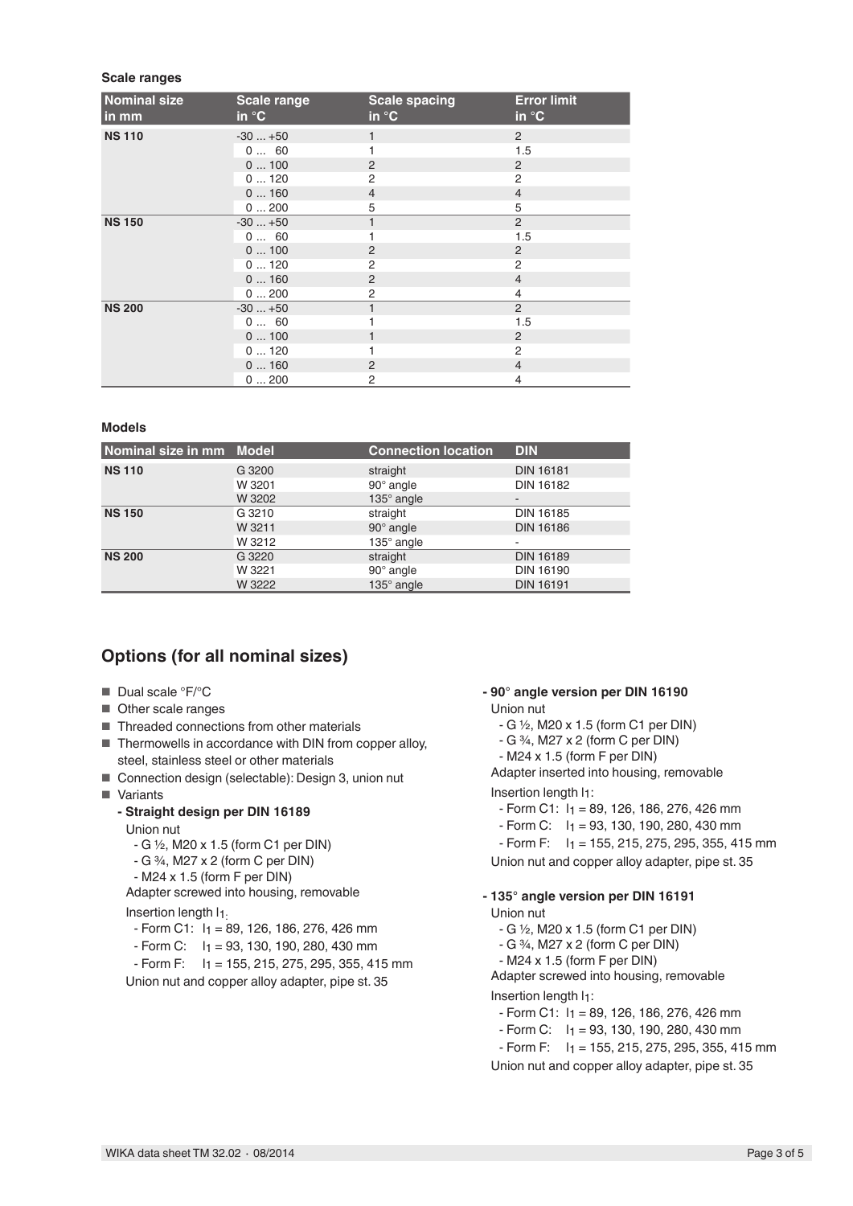**Scale ranges**

| Nominal size in mm | Scale range in °C | Scale spacing in °C | Error limit in °C |
|---|---|---|---|
| **NS 110** | -30 ... +50 | 1 | 2 |
| | 0 ... 60 | 1 | 1.5 |
| | 0 ... 100 | 2 | 2 |
| | 0 ... 120 | 2 | 2 |
| | 0 ... 160 | 4 | 4 |
| | 0 ... 200 | 5 | 5 |
| **NS 150** | -30 ... +50 | 1 | 2 |
| | 0 ... 60 | 1 | 1.5 |
| | 0 ... 100 | 2 | 2 |
| | 0 ... 120 | 2 | 2 |
| | 0 ... 160 | 2 | 4 |
| | 0 ... 200 | 2 | 4 |
| **NS 200** | -30 ... +50 | 1 | 2 |
| | 0 ... 60 | 1 | 1.5 |
| | 0 ... 100 | 1 | 2 |
| | 0 ... 120 | 1 | 2 |
| | 0 ... 160 | 2 | 4 |
| | 0 ... 200 | 2 | 4 |

**Models**

| Nominal size in mm | Model | Connection location | DIN |
|---|---|---|---|
| **NS 110** | G 3200 | straight | DIN 16181 |
| | W 3201 | 90° angle | DIN 16182 |
| | W 3202 | 135° angle | - |
| **NS 150** | G 3210 | straight | DIN 16185 |
| | W 3211 | 90° angle | DIN 16186 |
| | W 3212 | 135° angle | - |
| **NS 200** | G 3220 | straight | DIN 16189 |
| | W 3221 | 90° angle | DIN 16190 |
| | W 3222 | 135° angle | DIN 16191 |

## Options (for all nominal sizes)

- Dual scale °F/°C
- Other scale ranges
- Threaded connections from other materials
- Thermowells in accordance with DIN from copper alloy, steel, stainless steel or other materials
- Connection design (selectable): Design 3, union nut
- Variants

**- Straight design per DIN 16189**

Union nut
- G ½, M20 x 1.5 (form C1 per DIN)
- G ¾, M27 x 2 (form C per DIN)
- M24 x 1.5 (form F per DIN)

Adapter screwed into housing, removable

Insertion length $l_1$:
- Form C1: $l_1$ = 89, 126, 186, 276, 426 mm
- Form C: $l_1$ = 93, 130, 190, 280, 430 mm
- Form F: $l_1$ = 155, 215, 275, 295, 355, 415 mm

Union nut and copper alloy adapter, pipe st. 35

**- 90° angle version per DIN 16190**

Union nut
- G ½, M20 x 1.5 (form C1 per DIN)
- G ¾, M27 x 2 (form C per DIN)
- M24 x 1.5 (form F per DIN)

Adapter inserted into housing, removable

Insertion length $l_1$:
- Form C1: $l_1$ = 89, 126, 186, 276, 426 mm
- Form C: $l_1$ = 93, 130, 190, 280, 430 mm
- Form F: $l_1$ = 155, 215, 275, 295, 355, 415 mm

Union nut and copper alloy adapter, pipe st. 35

**- 135° angle version per DIN 16191**

Union nut
- G ½, M20 x 1.5 (form C1 per DIN)
- G ¾, M27 x 2 (form C per DIN)
- M24 x 1.5 (form F per DIN)

Adapter screwed into housing, removable

Insertion length $l_1$:
- Form C1: $l_1$ = 89, 126, 186, 276, 426 mm
- Form C: $l_1$ = 93, 130, 190, 280, 430 mm
- Form F: $l_1$ = 155, 215, 275, 295, 355, 415 mm

Union nut and copper alloy adapter, pipe st. 35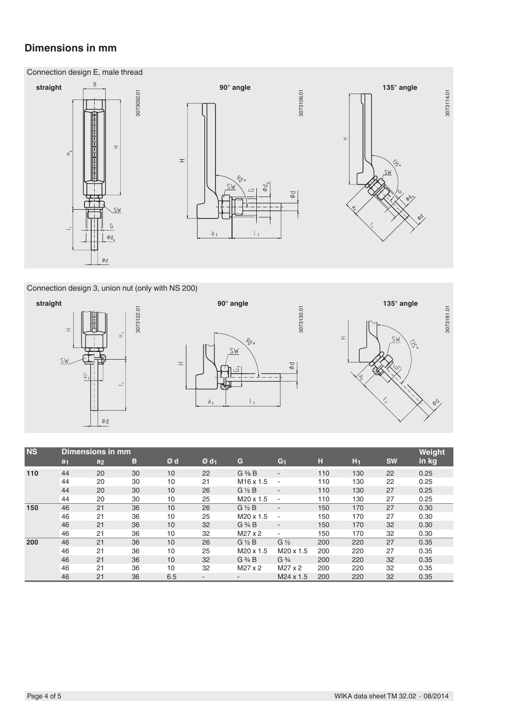## Dimensions in mm

Connection design E, male thread

**straight** — 3073092.01

**90° angle** — 3073106.01

**135° angle** — 3073114.01

Connection design 3, union nut (only with NS 200)

**straight** — 3073122.01

**90° angle** — 3073130.01

**135° angle** — 3073181.01

| NS | Dimensions in mm | | | | | | | | | | Weight |
|---|---|---|---|---|---|---|---|---|---|---|---|
| | $a_1$ | $a_2$ | B | Ø d | Ø $d_1$ | G | $G_1$ | H | $H_1$ | SW | in kg |
| **110** | 44 | 20 | 30 | 10 | 22 | G ⅜ B | - | 110 | 130 | 22 | 0.25 |
| | 44 | 20 | 30 | 10 | 21 | M16 x 1.5 | - | 110 | 130 | 22 | 0.25 |
| | 44 | 20 | 30 | 10 | 26 | G ½ B | - | 110 | 130 | 27 | 0.25 |
| | 44 | 20 | 30 | 10 | 25 | M20 x 1.5 | - | 110 | 130 | 27 | 0.25 |
| **150** | 46 | 21 | 36 | 10 | 26 | G ½ B | - | 150 | 170 | 27 | 0.30 |
| | 46 | 21 | 36 | 10 | 25 | M20 x 1.5 | - | 150 | 170 | 27 | 0.30 |
| | 46 | 21 | 36 | 10 | 32 | G ¾ B | - | 150 | 170 | 32 | 0.30 |
| | 46 | 21 | 36 | 10 | 32 | M27 x 2 | - | 150 | 170 | 32 | 0.30 |
| **200** | 46 | 21 | 36 | 10 | 26 | G ½ B | G ½ | 200 | 220 | 27 | 0.35 |
| | 46 | 21 | 36 | 10 | 25 | M20 x 1.5 | M20 x 1.5 | 200 | 220 | 27 | 0.35 |
| | 46 | 21 | 36 | 10 | 32 | G ¾ B | G ¾ | 200 | 220 | 32 | 0.35 |
| | 46 | 21 | 36 | 10 | 32 | M27 x 2 | M27 x 2 | 200 | 220 | 32 | 0.35 |
| | 46 | 21 | 36 | 6.5 | - | - | M24 x 1.5 | 200 | 220 | 32 | 0.35 |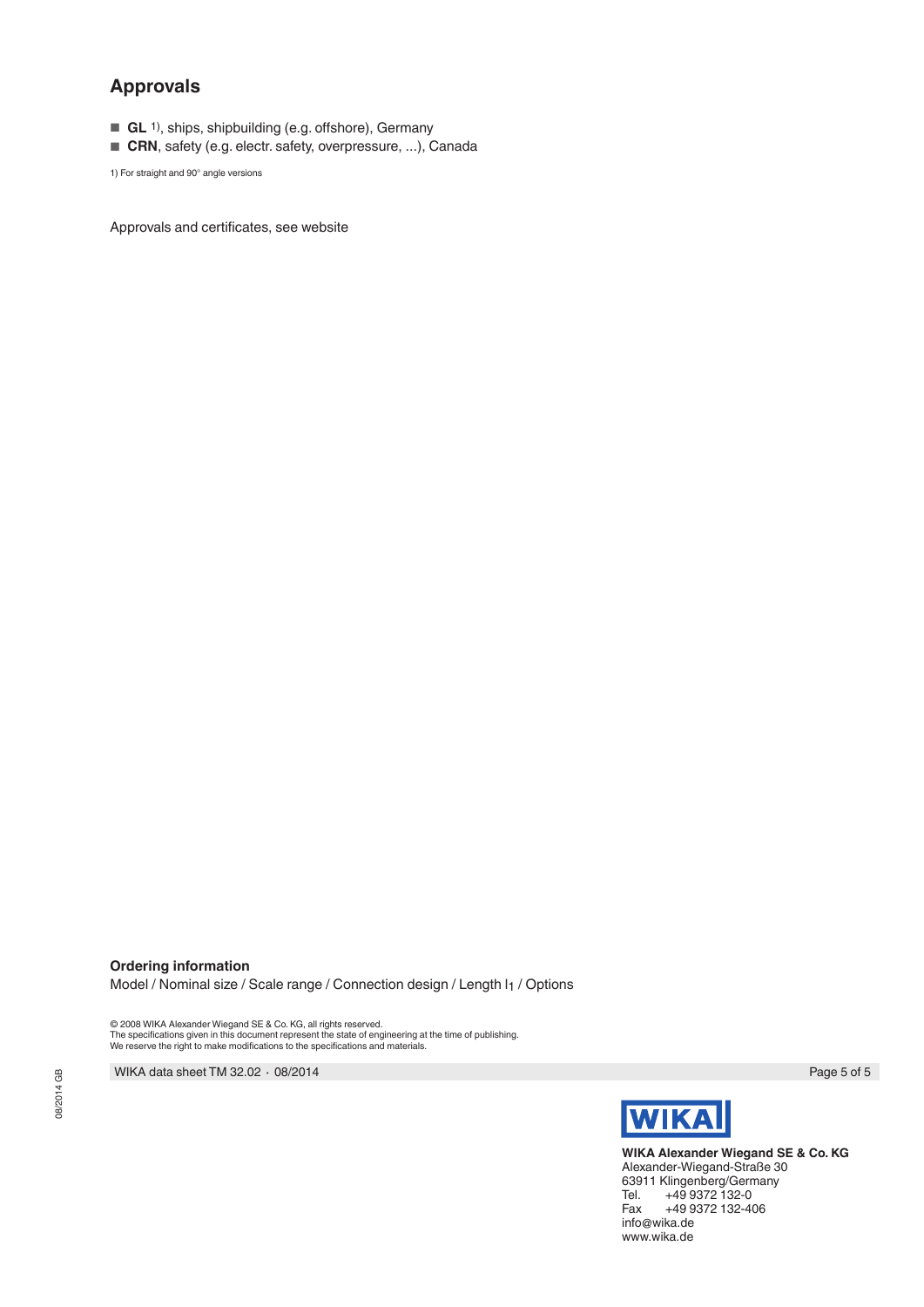## Approvals

- **GL** [1], ships, shipbuilding (e.g. offshore), Germany
- **CRN**, safety (e.g. electr. safety, overpressure, ...), Canada

1) For straight and 90° angle versions

Approvals and certificates, see website

**Ordering information**

Model / Nominal size / Scale range / Connection design / Length $l_1$ / Options

© 2008 WIKA Alexander Wiegand SE & Co. KG, all rights reserved.
The specifications given in this document represent the state of engineering at the time of publishing.
We reserve the right to make modifications to the specifications and materials.

**WIKA Alexander Wiegand SE & Co. KG**
Alexander-Wiegand-Straße 30
63911 Klingenberg/Germany
Tel. +49 9372 132-0
Fax +49 9372 132-406
info@wika.de
www.wika.de